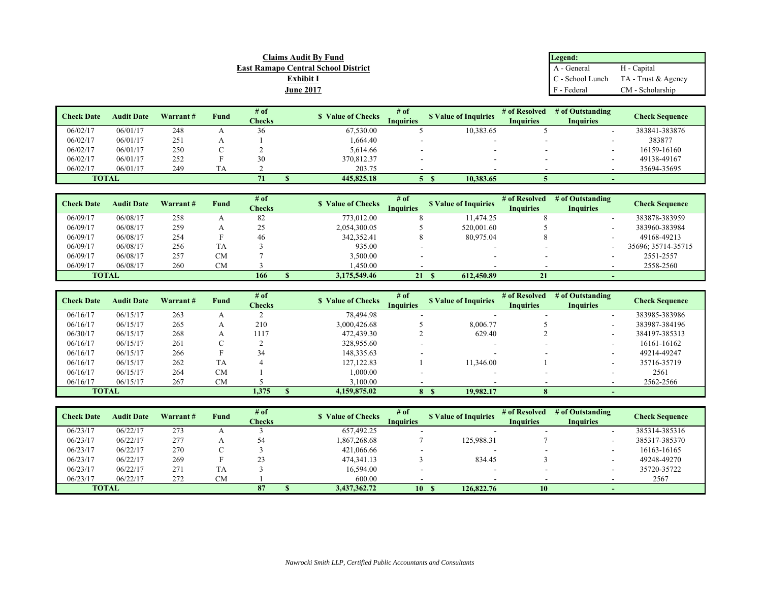**Claims Audit By Fund**
**East Ramapo Central School District**
**Exhibit I**
**June 2017**

| Legend: | |
|---|---|
| A - General | H - Capital |
| C - School Lunch | TA - Trust & Agency |
| F - Federal | CM - Scholarship |

| Check Date | Audit Date | Warrant # | Fund | # of Checks | $ Value of Checks | # of Inquiries | $ Value of Inquiries | # of Resolved Inquiries | # of Outstanding Inquiries | Check Sequence |
|---|---|---|---|---|---|---|---|---|---|---|
| 06/02/17 | 06/01/17 | 248 | A | 36 | 67,530.00 | 5 | 10,383.65 | 5 | - | 383841-383876 |
| 06/02/17 | 06/01/17 | 251 | A | 1 | 1,664.40 | - | - | - | - | 383877 |
| 06/02/17 | 06/01/17 | 250 | C | 2 | 5,614.66 | - | - | - | - | 16159-16160 |
| 06/02/17 | 06/01/17 | 252 | F | 30 | 370,812.37 | - | - | - | - | 49138-49167 |
| 06/02/17 | 06/01/17 | 249 | TA | 2 | 203.75 | - | - | - | - | 35694-35695 |
| **TOTAL** | | | | **71** | **$ 445,825.18** | **5** | **$ 10,383.65** | **5** | **-** | |

| Check Date | Audit Date | Warrant # | Fund | # of Checks | $ Value of Checks | # of Inquiries | $ Value of Inquiries | # of Resolved Inquiries | # of Outstanding Inquiries | Check Sequence |
|---|---|---|---|---|---|---|---|---|---|---|
| 06/09/17 | 06/08/17 | 258 | A | 82 | 773,012.00 | 8 | 11,474.25 | 8 | - | 383878-383959 |
| 06/09/17 | 06/08/17 | 259 | A | 25 | 2,054,300.05 | 5 | 520,001.60 | 5 | - | 383960-383984 |
| 06/09/17 | 06/08/17 | 254 | F | 46 | 342,352.41 | 8 | 80,975.04 | 8 | - | 49168-49213 |
| 06/09/17 | 06/08/17 | 256 | TA | 3 | 935.00 | - | - | - | - | 35696; 35714-35715 |
| 06/09/17 | 06/08/17 | 257 | CM | 7 | 3,500.00 | - | - | - | - | 2551-2557 |
| 06/09/17 | 06/08/17 | 260 | CM | 3 | 1,450.00 | - | - | - | - | 2558-2560 |
| **TOTAL** | | | | **166** | **$ 3,175,549.46** | **21** | **$ 612,450.89** | **21** | **-** | |

| Check Date | Audit Date | Warrant # | Fund | # of Checks | $ Value of Checks | # of Inquiries | $ Value of Inquiries | # of Resolved Inquiries | # of Outstanding Inquiries | Check Sequence |
|---|---|---|---|---|---|---|---|---|---|---|
| 06/16/17 | 06/15/17 | 263 | A | 2 | 78,494.98 | - | - | - | - | 383985-383986 |
| 06/16/17 | 06/15/17 | 265 | A | 210 | 3,000,426.68 | 5 | 8,006.77 | 5 | - | 383987-384196 |
| 06/30/17 | 06/15/17 | 268 | A | 1117 | 472,439.30 | 2 | 629.40 | 2 | - | 384197-385313 |
| 06/16/17 | 06/15/17 | 261 | C | 2 | 328,955.60 | - | - | - | - | 16161-16162 |
| 06/16/17 | 06/15/17 | 266 | F | 34 | 148,335.63 | - | - | - | - | 49214-49247 |
| 06/16/17 | 06/15/17 | 262 | TA | 4 | 127,122.83 | 1 | 11,346.00 | 1 | - | 35716-35719 |
| 06/16/17 | 06/15/17 | 264 | CM | 1 | 1,000.00 | - | - | - | - | 2561 |
| 06/16/17 | 06/15/17 | 267 | CM | 5 | 3,100.00 | - | - | - | - | 2562-2566 |
| **TOTAL** | | | | **1,375** | **$ 4,159,875.02** | **8** | **$ 19,982.17** | **8** | **-** | |

| Check Date | Audit Date | Warrant # | Fund | # of Checks | $ Value of Checks | # of Inquiries | $ Value of Inquiries | # of Resolved Inquiries | # of Outstanding Inquiries | Check Sequence |
|---|---|---|---|---|---|---|---|---|---|---|
| 06/23/17 | 06/22/17 | 273 | A | 3 | 657,492.25 | - | - | - | - | 385314-385316 |
| 06/23/17 | 06/22/17 | 277 | A | 54 | 1,867,268.68 | 7 | 125,988.31 | 7 | - | 385317-385370 |
| 06/23/17 | 06/22/17 | 270 | C | 3 | 421,066.66 | - | - | - | - | 16163-16165 |
| 06/23/17 | 06/22/17 | 269 | F | 23 | 474,341.13 | 3 | 834.45 | 3 | - | 49248-49270 |
| 06/23/17 | 06/22/17 | 271 | TA | 3 | 16,594.00 | - | - | - | - | 35720-35722 |
| 06/23/17 | 06/22/17 | 272 | CM | 1 | 600.00 | - | - | - | - | 2567 |
| **TOTAL** | | | | **87** | **$ 3,437,362.72** | **10** | **$ 126,822.76** | **10** | **-** | |

*Nawrocki Smith LLP, Certified Public Accountants and Consultants*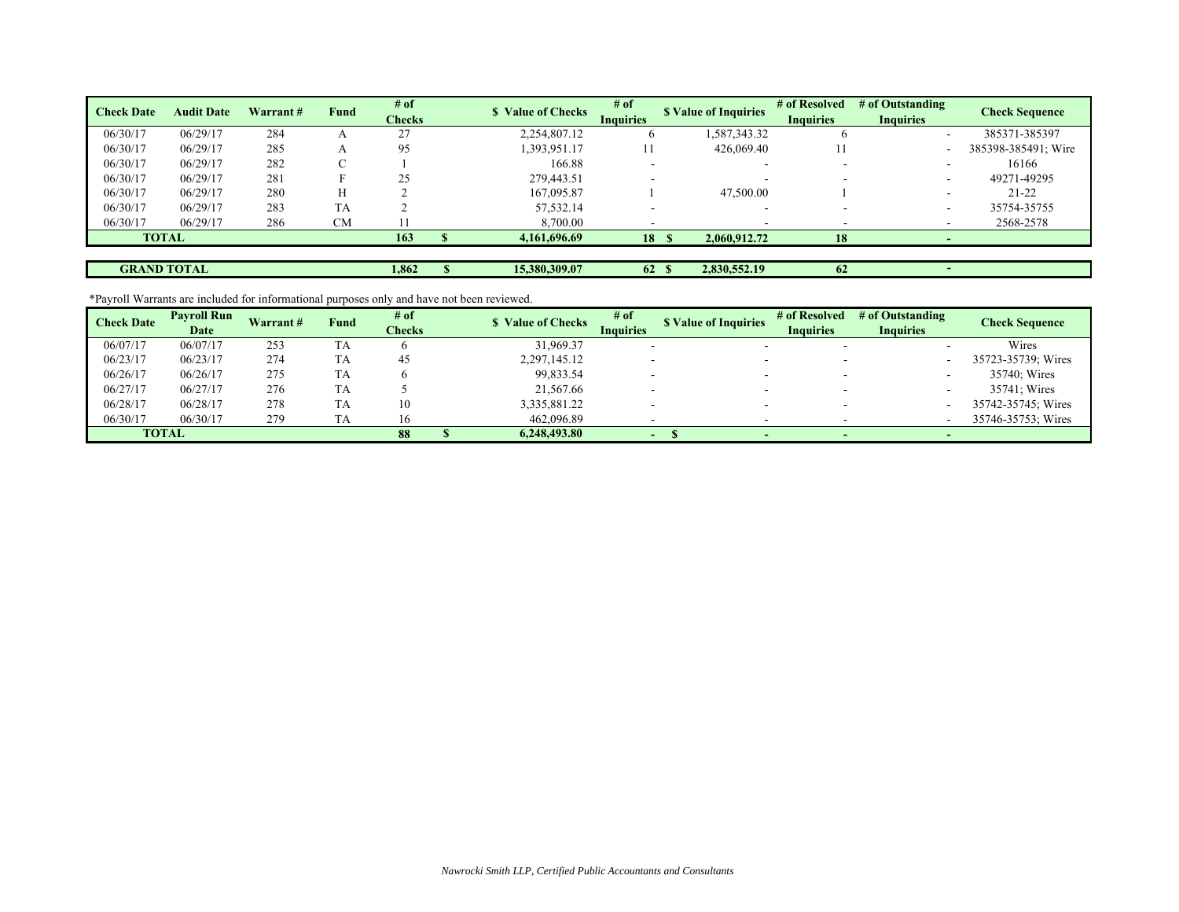| Check Date | Audit Date | Warrant # | Fund | # of Checks | $ Value of Checks | # of Inquiries | $ Value of Inquiries | # of Resolved Inquiries | # of Outstanding Inquiries | Check Sequence |
|---|---|---|---|---|---|---|---|---|---|---|
| 06/30/17 | 06/29/17 | 284 | A | 27 | 2,254,807.12 | 6 | 1,587,343.32 | 6 | - | 385371-385397 |
| 06/30/17 | 06/29/17 | 285 | A | 95 | 1,393,951.17 | 11 | 426,069.40 | 11 | - | 385398-385491; Wire |
| 06/30/17 | 06/29/17 | 282 | C | 1 | 166.88 | - | - | - | - | 16166 |
| 06/30/17 | 06/29/17 | 281 | F | 25 | 279,443.51 | - | - | - | - | 49271-49295 |
| 06/30/17 | 06/29/17 | 280 | H | 2 | 167,095.87 | 1 | 47,500.00 | 1 | - | 21-22 |
| 06/30/17 | 06/29/17 | 283 | TA | 2 | 57,532.14 | - | - | - | - | 35754-35755 |
| 06/30/17 | 06/29/17 | 286 | CM | 11 | 8,700.00 | - | - | - | - | 2568-2578 |
| **TOTAL** | | | | **163** | **$ 4,161,696.69** | **18** | **$ 2,060,912.72** | **18** | **-** | |
| | | | | | | | | | | |
| **GRAND TOTAL** | | | | **1,862** | **$ 15,380,309.07** | **62** | **$ 2,830,552.19** | **62** | **-** | |

*Payroll Warrants are included for informational purposes only and have not been reviewed.

| Check Date | Payroll Run Date | Warrant # | Fund | # of Checks | $ Value of Checks | # of Inquiries | $ Value of Inquiries | # of Resolved Inquiries | # of Outstanding Inquiries | Check Sequence |
|---|---|---|---|---|---|---|---|---|---|---|
| 06/07/17 | 06/07/17 | 253 | TA | 6 | 31,969.37 | - | - | - | - | Wires |
| 06/23/17 | 06/23/17 | 274 | TA | 45 | 2,297,145.12 | - | - | - | - | 35723-35739; Wires |
| 06/26/17 | 06/26/17 | 275 | TA | 6 | 99,833.54 | - | - | - | - | 35740; Wires |
| 06/27/17 | 06/27/17 | 276 | TA | 5 | 21,567.66 | - | - | - | - | 35741; Wires |
| 06/28/17 | 06/28/17 | 278 | TA | 10 | 3,335,881.22 | - | - | - | - | 35742-35745; Wires |
| 06/30/17 | 06/30/17 | 279 | TA | 16 | 462,096.89 | - | - | - | - | 35746-35753; Wires |
| **TOTAL** | | | | **88** | **$ 6,248,493.80** | **-** | **$ -** | **-** | **-** | |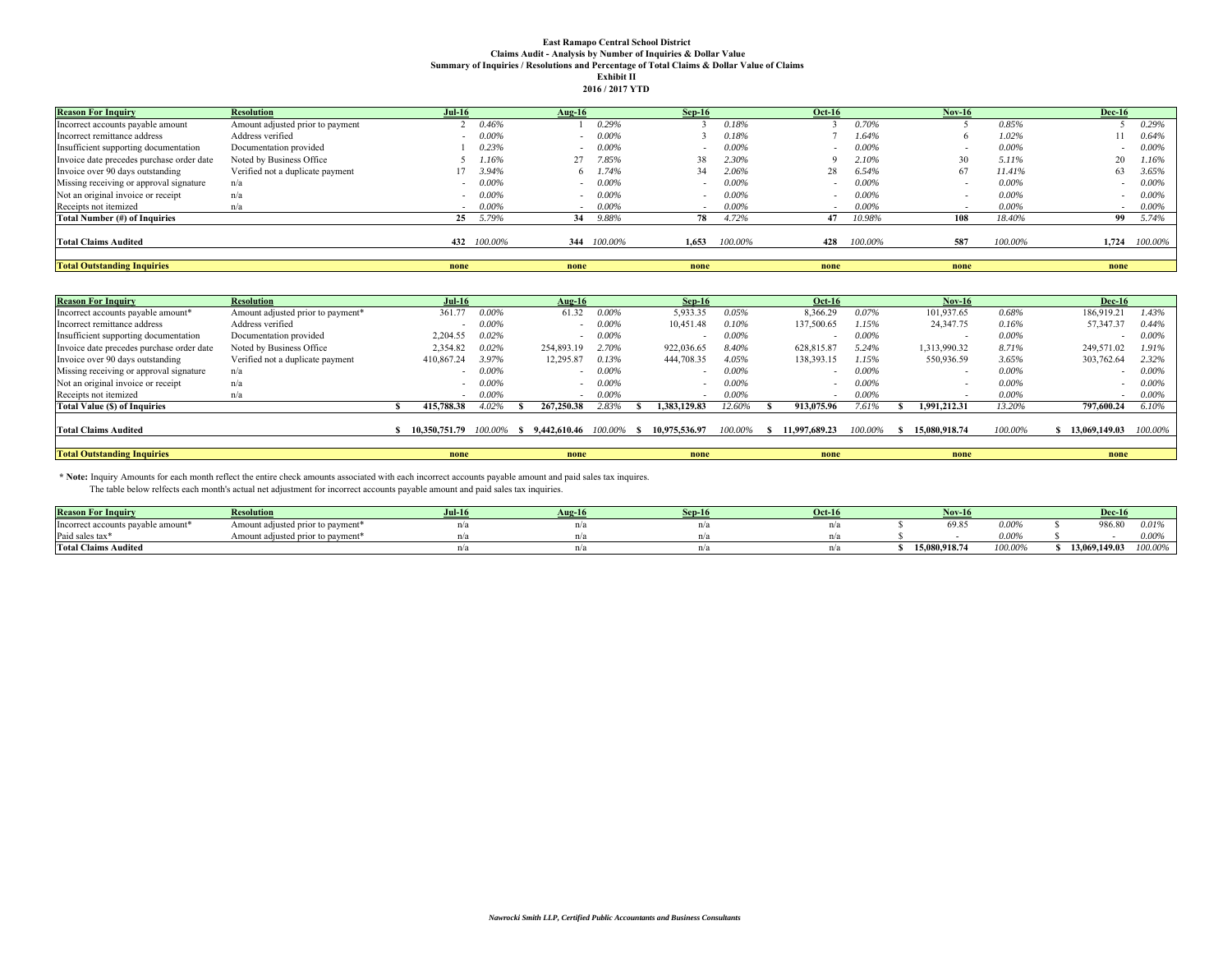**East Ramapo Central School District**
**Claims Audit - Analysis by Number of Inquiries & Dollar Value**
**Summary of Inquiries / Resolutions and Percentage of Total Claims & Dollar Value of Claims**
**Exhibit II**
**2016 / 2017 YTD**

| Reason For Inquiry | Resolution | Jul-16 | | Aug-16 | | Sep-16 | | Oct-16 | | Nov-16 | | Dec-16 | |
|---|---|---|---|---|---|---|---|---|---|---|---|---|---|
| Incorrect accounts payable amount | Amount adjusted prior to payment | 2 | 0.46% | 1 | 0.29% | 3 | 0.18% | 3 | 0.70% | 5 | 0.85% | 5 | 0.29% |
| Incorrect remittance address | Address verified | - | 0.00% | - | 0.00% | 3 | 0.18% | 7 | 1.64% | 6 | 1.02% | 11 | 0.64% |
| Insufficient supporting documentation | Documentation provided | 1 | 0.23% | - | 0.00% | - | 0.00% | - | 0.00% | - | 0.00% | - | 0.00% |
| Invoice date precedes purchase order date | Noted by Business Office | 5 | 1.16% | 27 | 7.85% | 38 | 2.30% | 9 | 2.10% | 30 | 5.11% | 20 | 1.16% |
| Invoice over 90 days outstanding | Verified not a duplicate payment | 17 | 3.94% | 6 | 1.74% | 34 | 2.06% | 28 | 6.54% | 67 | 11.41% | 63 | 3.65% |
| Missing receiving or approval signature | n/a | - | 0.00% | - | 0.00% | - | 0.00% | - | 0.00% | - | 0.00% | - | 0.00% |
| Not an original invoice or receipt | n/a | - | 0.00% | - | 0.00% | - | 0.00% | - | 0.00% | - | 0.00% | - | 0.00% |
| Receipts not itemized | n/a | - | 0.00% | - | 0.00% | - | 0.00% | - | 0.00% | - | 0.00% | - | 0.00% |
| **Total Number (#) of Inquiries** | | **25** | 5.79% | **34** | 9.88% | **78** | 4.72% | **47** | 10.98% | **108** | 18.40% | **99** | 5.74% |
| **Total Claims Audited** | | **432** | 100.00% | **344** | 100.00% | **1,653** | 100.00% | **428** | 100.00% | **587** | 100.00% | **1,724** | 100.00% |
| **Total Outstanding Inquiries** | | **none** | | **none** | | **none** | | **none** | | **none** | | **none** | |

| Reason For Inquiry | Resolution | Jul-16 | | Aug-16 | | Sep-16 | | Oct-16 | | Nov-16 | | Dec-16 | |
|---|---|---|---|---|---|---|---|---|---|---|---|---|---|
| Incorrect accounts payable amount* | Amount adjusted prior to payment* | 361.77 | 0.00% | 61.32 | 0.00% | 5,933.35 | 0.05% | 8,366.29 | 0.07% | 101,937.65 | 0.68% | 186,919.21 | 1.43% |
| Incorrect remittance address | Address verified | - | 0.00% | - | 0.00% | 10,451.48 | 0.10% | 137,500.65 | 1.15% | 24,347.75 | 0.16% | 57,347.37 | 0.44% |
| Insufficient supporting documentation | Documentation provided | 2,204.55 | 0.02% | - | 0.00% | - | 0.00% | - | 0.00% | - | 0.00% | - | 0.00% |
| Invoice date precedes purchase order date | Noted by Business Office | 2,354.82 | 0.02% | 254,893.19 | 2.70% | 922,036.65 | 8.40% | 628,815.87 | 5.24% | 1,313,990.32 | 8.71% | 249,571.02 | 1.91% |
| Invoice over 90 days outstanding | Verified not a duplicate payment | 410,867.24 | 3.97% | 12,295.87 | 0.13% | 444,708.35 | 4.05% | 138,393.15 | 1.15% | 550,936.59 | 3.65% | 303,762.64 | 2.32% |
| Missing receiving or approval signature | n/a | - | 0.00% | - | 0.00% | - | 0.00% | - | 0.00% | - | 0.00% | - | 0.00% |
| Not an original invoice or receipt | n/a | - | 0.00% | - | 0.00% | - | 0.00% | - | 0.00% | - | 0.00% | - | 0.00% |
| Receipts not itemized | n/a | - | 0.00% | - | 0.00% | - | 0.00% | - | 0.00% | - | 0.00% | - | 0.00% |
| **Total Value ($) of Inquiries** | | **$ 415,788.38** | 4.02% | **$ 267,250.38** | 2.83% | **$ 1,383,129.83** | 12.60% | **$ 913,075.96** | 7.61% | **$ 1,991,212.31** | 13.20% | **797,600.24** | 6.10% |
| **Total Claims Audited** | | **$ 10,350,751.79** | 100.00% | **$ 9,442,610.46** | 100.00% | **$ 10,975,536.97** | 100.00% | **$ 11,997,689.23** | 100.00% | **$ 15,080,918.74** | 100.00% | **$ 13,069,149.03** | 100.00% |
| **Total Outstanding Inquiries** | | **none** | | **none** | | **none** | | **none** | | **none** | | **none** | |

\* **Note:** Inquiry Amounts for each month reflect the entire check amounts associated with each incorrect accounts payable amount and paid sales tax inquires.
The table below relfects each month's actual net adjustment for incorrect accounts payable amount and paid sales tax inquiries.

| Reason For Inquiry | Resolution | Jul-16 | Aug-16 | Sep-16 | Oct-16 | Nov-16 | | Dec-16 | |
|---|---|---|---|---|---|---|---|---|---|
| Incorrect accounts payable amount* | Amount adjusted prior to payment* | n/a | n/a | n/a | n/a | $ 69.85 | 0.00% | $ 986.80 | 0.01% |
| Paid sales tax* | Amount adjusted prior to payment* | n/a | n/a | n/a | n/a | $ - | 0.00% | $ - | 0.00% |
| **Total Claims Audited** | | n/a | n/a | n/a | n/a | **$ 15,080,918.74** | 100.00% | **$ 13,069,149.03** | 100.00% |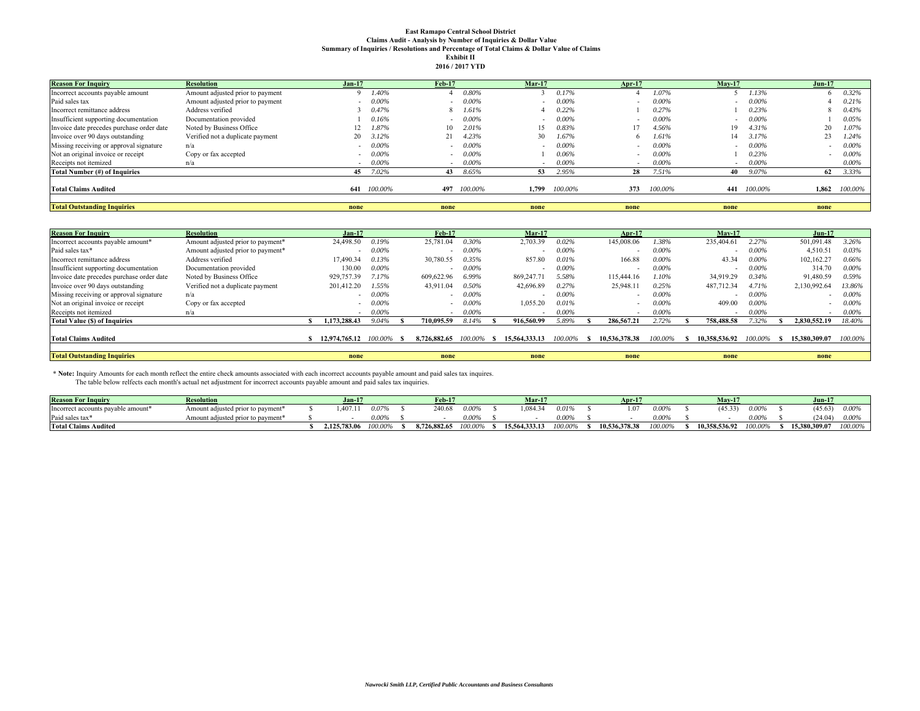**East Ramapo Central School District**
**Claims Audit - Analysis by Number of Inquiries & Dollar Value**
**Summary of Inquiries / Resolutions and Percentage of Total Claims & Dollar Value of Claims**
**Exhibit II**
**2016 / 2017 YTD**

| Reason For Inquiry | Resolution | Jan-17 | | Feb-17 | | Mar-17 | | Apr-17 | | May-17 | | Jun-17 | |
|---|---|---|---|---|---|---|---|---|---|---|---|---|---|
| Incorrect accounts payable amount | Amount adjusted prior to payment | 9 | 1.40% | 4 | 0.80% | 3 | 0.17% | 4 | 1.07% | 5 | 1.13% | 6 | 0.32% |
| Paid sales tax | Amount adjusted prior to payment | - | 0.00% | - | 0.00% | - | 0.00% | - | 0.00% | - | 0.00% | 4 | 0.21% |
| Incorrect remittance address | Address verified | 3 | 0.47% | 8 | 1.61% | 4 | 0.22% | 1 | 0.27% | 1 | 0.23% | 8 | 0.43% |
| Insufficient supporting documentation | Documentation provided | 1 | 0.16% | - | 0.00% | - | 0.00% | - | 0.00% | - | 0.00% | 1 | 0.05% |
| Invoice date precedes purchase order date | Noted by Business Office | 12 | 1.87% | 10 | 2.01% | 15 | 0.83% | 17 | 4.56% | 19 | 4.31% | 20 | 1.07% |
| Invoice over 90 days outstanding | Verified not a duplicate payment | 20 | 3.12% | 21 | 4.23% | 30 | 1.67% | 6 | 1.61% | 14 | 3.17% | 23 | 1.24% |
| Missing receiving or approval signature | n/a | - | 0.00% | - | 0.00% | - | 0.00% | - | 0.00% | - | 0.00% | - | 0.00% |
| Not an original invoice or receipt | Copy or fax accepted | - | 0.00% | - | 0.00% | 1 | 0.06% | - | 0.00% | 1 | 0.23% | - | 0.00% |
| Receipts not itemized | n/a | - | 0.00% | - | 0.00% | - | 0.00% | - | 0.00% | - | 0.00% | | 0.00% |
| **Total Number (#) of Inquiries** | | **45** | 7.02% | **43** | 8.65% | **53** | 2.95% | **28** | 7.51% | **40** | 9.07% | **62** | 3.33% |
| **Total Claims Audited** | | **641** | 100.00% | **497** | 100.00% | **1,799** | 100.00% | **373** | 100.00% | **441** | 100.00% | **1,862** | 100.00% |
| **Total Outstanding Inquiries** | | **none** | | **none** | | **none** | | **none** | | **none** | | **none** | |

| Reason For Inquiry | Resolution | Jan-17 | | Feb-17 | | Mar-17 | | Apr-17 | | May-17 | | Jun-17 | |
|---|---|---|---|---|---|---|---|---|---|---|---|---|---|
| Incorrect accounts payable amount* | Amount adjusted prior to payment* | 24,498.50 | 0.19% | 25,781.04 | 0.30% | 2,703.39 | 0.02% | 145,008.06 | 1.38% | 235,404.61 | 2.27% | 501,091.48 | 3.26% |
| Paid sales tax* | Amount adjusted prior to payment* | - | 0.00% | - | 0.00% | - | 0.00% | - | 0.00% | - | 0.00% | 4,510.51 | 0.03% |
| Incorrect remittance address | Address verified | 17,490.34 | 0.13% | 30,780.55 | 0.35% | 857.80 | 0.01% | 166.88 | 0.00% | 43.34 | 0.00% | 102,162.27 | 0.66% |
| Insufficient supporting documentation | Documentation provided | 130.00 | 0.00% | - | 0.00% | - | 0.00% | - | 0.00% | - | 0.00% | 314.70 | 0.00% |
| Invoice date precedes purchase order date | Noted by Business Office | 929,757.39 | 7.17% | 609,622.96 | 6.99% | 869,247.71 | 5.58% | 115,444.16 | 1.10% | 34,919.29 | 0.34% | 91,480.59 | 0.59% |
| Invoice over 90 days outstanding | Verified not a duplicate payment | 201,412.20 | 1.55% | 43,911.04 | 0.50% | 42,696.89 | 0.27% | 25,948.11 | 0.25% | 487,712.34 | 4.71% | 2,130,992.64 | 13.86% |
| Missing receiving or approval signature | n/a | - | 0.00% | - | 0.00% | - | 0.00% | - | 0.00% | - | 0.00% | - | 0.00% |
| Not an original invoice or receipt | Copy or fax accepted | - | 0.00% | - | 0.00% | 1,055.20 | 0.01% | - | 0.00% | 409.00 | 0.00% | - | 0.00% |
| Receipts not itemized | n/a | - | 0.00% | - | 0.00% | - | 0.00% | - | 0.00% | - | 0.00% | - | 0.00% |
| **Total Value ($) of Inquiries** | | **$ 1,173,288.43** | 9.04% | **$ 710,095.59** | 8.14% | **$ 916,560.99** | 5.89% | **$ 286,567.21** | 2.72% | **$ 758,488.58** | 7.32% | **$ 2,830,552.19** | 18.40% |
| **Total Claims Audited** | | **$ 12,974,765.12** | 100.00% | **$ 8,726,882.65** | 100.00% | **$ 15,564,333.13** | 100.00% | **$ 10,536,378.38** | 100.00% | **$ 10,358,536.92** | 100.00% | **$ 15,380,309.07** | 100.00% |
| **Total Outstanding Inquiries** | | **none** | | **none** | | **none** | | **none** | | **none** | | **none** | |

\* **Note:** Inquiry Amounts for each month reflect the entire check amounts associated with each incorrect accounts payable amount and paid sales tax inquires.
The table below relfects each month's actual net adjustment for incorrect accounts payable amount and paid sales tax inquiries.

| Reason For Inquiry | Resolution | Jan-17 | | Feb-17 | | Mar-17 | | Apr-17 | | May-17 | | Jun-17 | |
|---|---|---|---|---|---|---|---|---|---|---|---|---|---|
| Incorrect accounts payable amount* | Amount adjusted prior to payment* | $ 1,407.11 | 0.07% | $ 240.68 | 0.00% | $ 1,084.34 | 0.01% | $ 1.07 | 0.00% | $ (45.33) | 0.00% | $ (45.63) | 0.00% |
| Paid sales tax* | Amount adjusted prior to payment* | $ - | 0.00% | $ - | 0.00% | $ - | 0.00% | $ - | 0.00% | $ - | 0.00% | $ (24.04) | 0.00% |
| **Total Claims Audited** | | **$ 2,125,783.06** | 100.00% | **$ 8,726,882.65** | 100.00% | **$ 15,564,333.13** | 100.00% | **$ 10,536,378.38** | 100.00% | **$ 10,358,536.92** | 100.00% | **$ 15,380,309.07** | 100.00% |

*Nawrocki Smith LLP, Certified Public Accountants and Business Consultants*